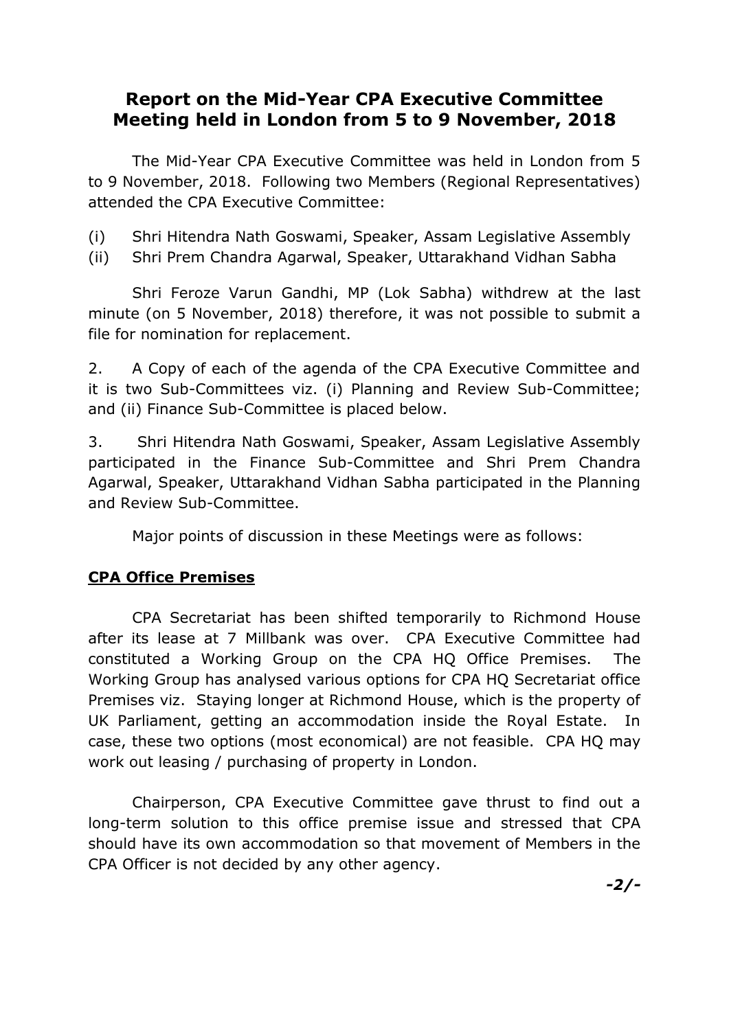# Report on the Mid-Year CPA Executive Committee Meeting held in London from 5 to 9 November, 2018

The Mid-Year CPA Executive Committee was held in London from 5 to 9 November, 2018. Following two Members (Regional Representatives) attended the CPA Executive Committee:

(i) Shri Hitendra Nath Goswami, Speaker, Assam Legislative Assembly
(ii) Shri Prem Chandra Agarwal, Speaker, Uttarakhand Vidhan Sabha

Shri Feroze Varun Gandhi, MP (Lok Sabha) withdrew at the last minute (on 5 November, 2018) therefore, it was not possible to submit a file for nomination for replacement.

2. A Copy of each of the agenda of the CPA Executive Committee and it is two Sub-Committees viz. (i) Planning and Review Sub-Committee; and (ii) Finance Sub-Committee is placed below.

3. Shri Hitendra Nath Goswami, Speaker, Assam Legislative Assembly participated in the Finance Sub-Committee and Shri Prem Chandra Agarwal, Speaker, Uttarakhand Vidhan Sabha participated in the Planning and Review Sub-Committee.

Major points of discussion in these Meetings were as follows:

**CPA Office Premises**

CPA Secretariat has been shifted temporarily to Richmond House after its lease at 7 Millbank was over. CPA Executive Committee had constituted a Working Group on the CPA HQ Office Premises. The Working Group has analysed various options for CPA HQ Secretariat office Premises viz. Staying longer at Richmond House, which is the property of UK Parliament, getting an accommodation inside the Royal Estate. In case, these two options (most economical) are not feasible. CPA HQ may work out leasing / purchasing of property in London.

Chairperson, CPA Executive Committee gave thrust to find out a long-term solution to this office premise issue and stressed that CPA should have its own accommodation so that movement of Members in the CPA Officer is not decided by any other agency.

*-2/-*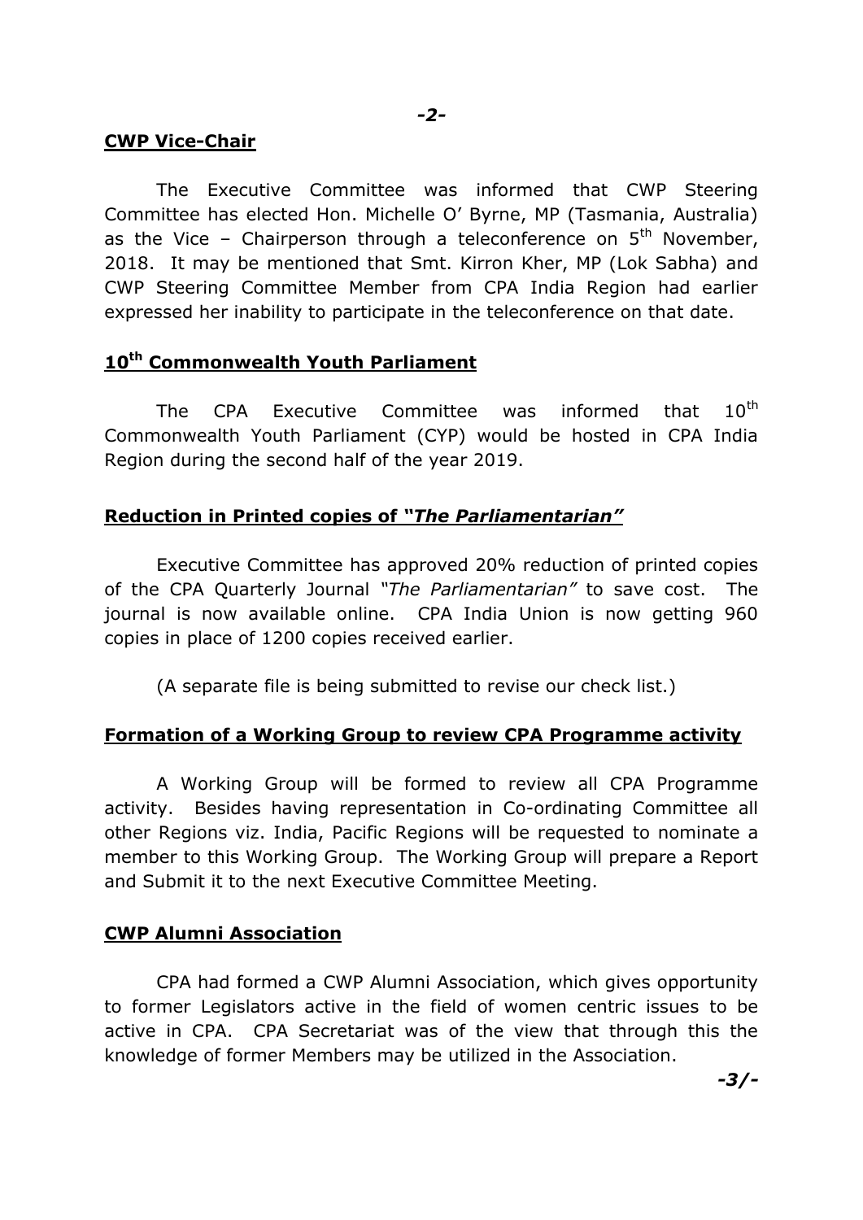## CWP Vice-Chair

The Executive Committee was informed that CWP Steering Committee has elected Hon. Michelle O' Byrne, MP (Tasmania, Australia) as the Vice – Chairperson through a teleconference on 5th November, 2018. It may be mentioned that Smt. Kirron Kher, MP (Lok Sabha) and CWP Steering Committee Member from CPA India Region had earlier expressed her inability to participate in the teleconference on that date.

## 10th Commonwealth Youth Parliament

The CPA Executive Committee was informed that 10th Commonwealth Youth Parliament (CYP) would be hosted in CPA India Region during the second half of the year 2019.

## Reduction in Printed copies of "*The Parliamentarian*"

Executive Committee has approved 20% reduction of printed copies of the CPA Quarterly Journal *"The Parliamentarian"* to save cost. The journal is now available online. CPA India Union is now getting 960 copies in place of 1200 copies received earlier.

(A separate file is being submitted to revise our check list.)

## Formation of a Working Group to review CPA Programme activity

A Working Group will be formed to review all CPA Programme activity. Besides having representation in Co-ordinating Committee all other Regions viz. India, Pacific Regions will be requested to nominate a member to this Working Group. The Working Group will prepare a Report and Submit it to the next Executive Committee Meeting.

## CWP Alumni Association

CPA had formed a CWP Alumni Association, which gives opportunity to former Legislators active in the field of women centric issues to be active in CPA. CPA Secretariat was of the view that through this the knowledge of former Members may be utilized in the Association.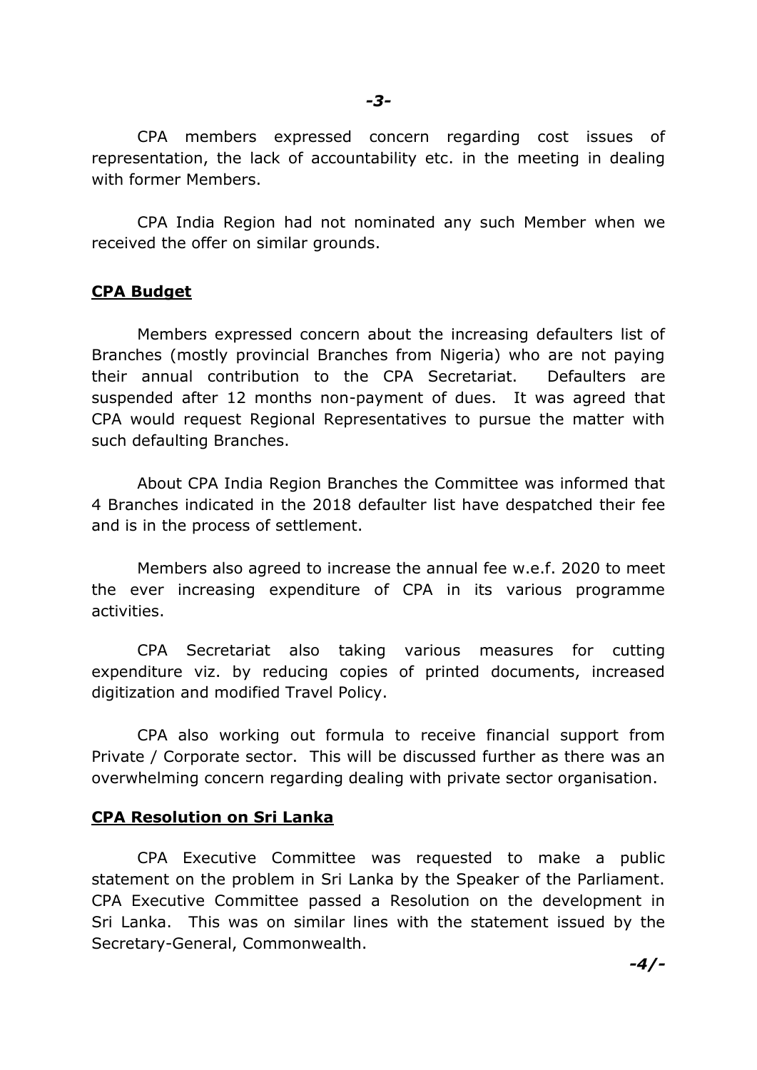CPA members expressed concern regarding cost issues of representation, the lack of accountability etc. in the meeting in dealing with former Members.

CPA India Region had not nominated any such Member when we received the offer on similar grounds.

**CPA Budget**

Members expressed concern about the increasing defaulters list of Branches (mostly provincial Branches from Nigeria) who are not paying their annual contribution to the CPA Secretariat. Defaulters are suspended after 12 months non-payment of dues. It was agreed that CPA would request Regional Representatives to pursue the matter with such defaulting Branches.

About CPA India Region Branches the Committee was informed that 4 Branches indicated in the 2018 defaulter list have despatched their fee and is in the process of settlement.

Members also agreed to increase the annual fee w.e.f. 2020 to meet the ever increasing expenditure of CPA in its various programme activities.

CPA Secretariat also taking various measures for cutting expenditure viz. by reducing copies of printed documents, increased digitization and modified Travel Policy.

CPA also working out formula to receive financial support from Private / Corporate sector. This will be discussed further as there was an overwhelming concern regarding dealing with private sector organisation.

**CPA Resolution on Sri Lanka**

CPA Executive Committee was requested to make a public statement on the problem in Sri Lanka by the Speaker of the Parliament. CPA Executive Committee passed a Resolution on the development in Sri Lanka. This was on similar lines with the statement issued by the Secretary-General, Commonwealth.

*-4/-*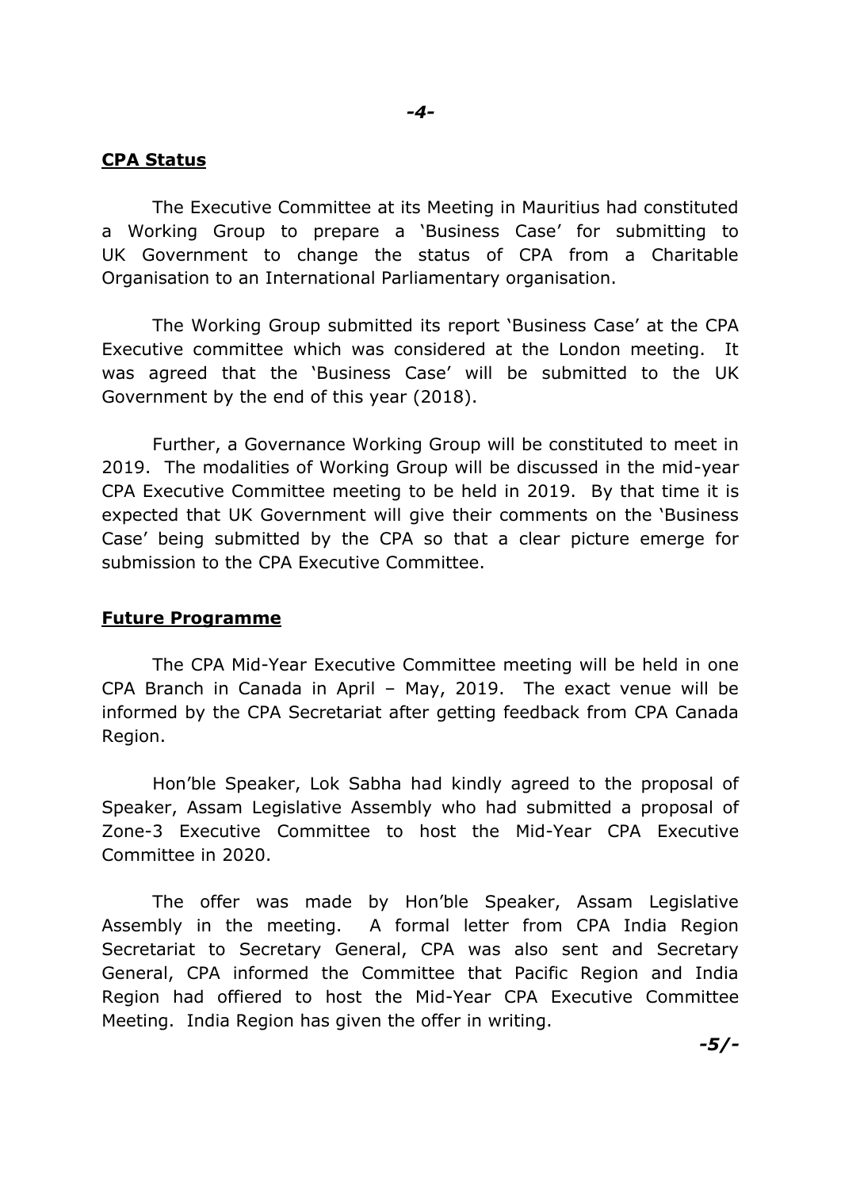**CPA Status**

The Executive Committee at its Meeting in Mauritius had constituted a Working Group to prepare a 'Business Case' for submitting to UK Government to change the status of CPA from a Charitable Organisation to an International Parliamentary organisation.

The Working Group submitted its report 'Business Case' at the CPA Executive committee which was considered at the London meeting. It was agreed that the 'Business Case' will be submitted to the UK Government by the end of this year (2018).

Further, a Governance Working Group will be constituted to meet in 2019. The modalities of Working Group will be discussed in the mid-year CPA Executive Committee meeting to be held in 2019. By that time it is expected that UK Government will give their comments on the 'Business Case' being submitted by the CPA so that a clear picture emerge for submission to the CPA Executive Committee.

**Future Programme**

The CPA Mid-Year Executive Committee meeting will be held in one CPA Branch in Canada in April – May, 2019. The exact venue will be informed by the CPA Secretariat after getting feedback from CPA Canada Region.

Hon'ble Speaker, Lok Sabha had kindly agreed to the proposal of Speaker, Assam Legislative Assembly who had submitted a proposal of Zone-3 Executive Committee to host the Mid-Year CPA Executive Committee in 2020.

The offer was made by Hon'ble Speaker, Assam Legislative Assembly in the meeting. A formal letter from CPA India Region Secretariat to Secretary General, CPA was also sent and Secretary General, CPA informed the Committee that Pacific Region and India Region had offiered to host the Mid-Year CPA Executive Committee Meeting. India Region has given the offer in writing.

*-5/-*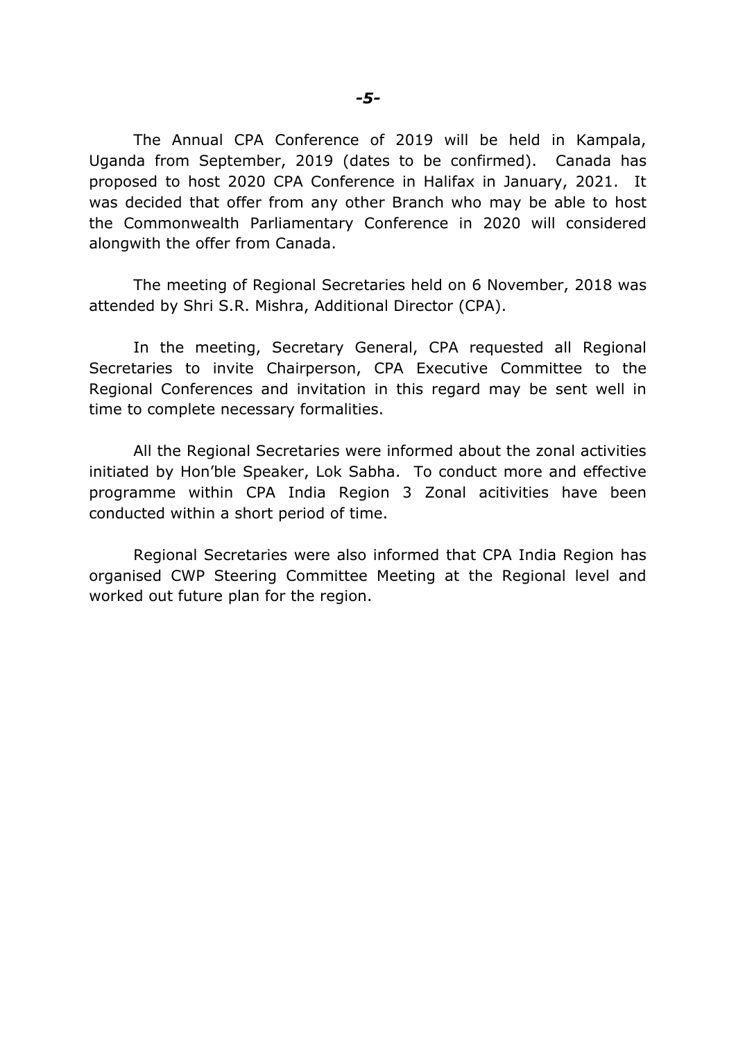The Annual CPA Conference of 2019 will be held in Kampala, Uganda from September, 2019 (dates to be confirmed). Canada has proposed to host 2020 CPA Conference in Halifax in January, 2021. It was decided that offer from any other Branch who may be able to host the Commonwealth Parliamentary Conference in 2020 will considered alongwith the offer from Canada.

The meeting of Regional Secretaries held on 6 November, 2018 was attended by Shri S.R. Mishra, Additional Director (CPA).

In the meeting, Secretary General, CPA requested all Regional Secretaries to invite Chairperson, CPA Executive Committee to the Regional Conferences and invitation in this regard may be sent well in time to complete necessary formalities.

All the Regional Secretaries were informed about the zonal activities initiated by Hon'ble Speaker, Lok Sabha. To conduct more and effective programme within CPA India Region 3 Zonal acitivities have been conducted within a short period of time.

Regional Secretaries were also informed that CPA India Region has organised CWP Steering Committee Meeting at the Regional level and worked out future plan for the region.